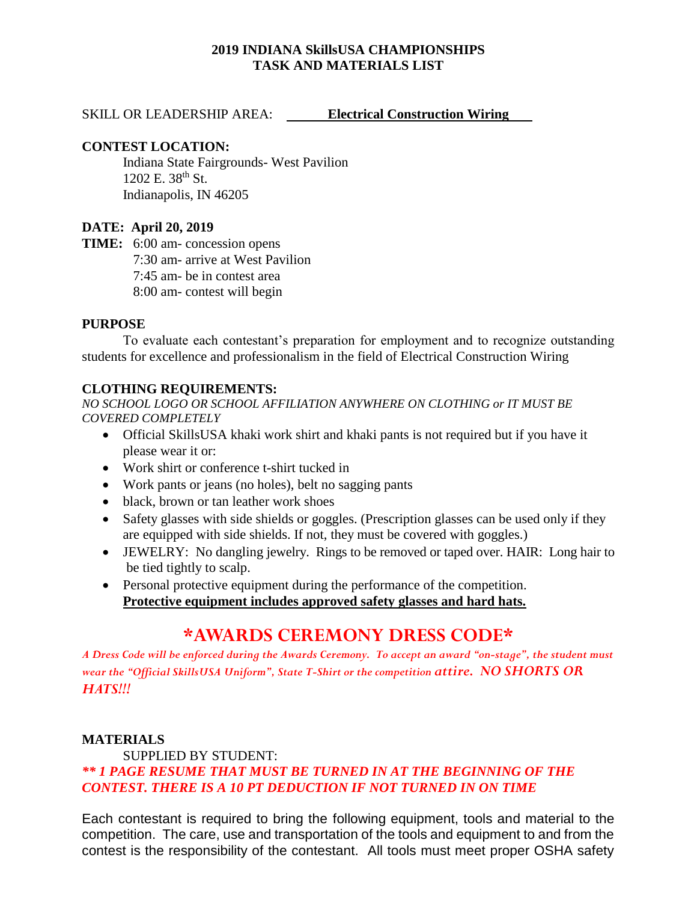# 2019 INDIANA SkillsUSA CHAMPIONSHIPS
# TASK AND MATERIALS LIST

SKILL OR LEADERSHIP AREA: **Electrical Construction Wiring**

**CONTEST LOCATION:**

Indiana State Fairgrounds- West Pavilion
1202 E. 38th St.
Indianapolis, IN 46205

**DATE: April 20, 2019**

**TIME:** 6:00 am- concession opens
7:30 am- arrive at West Pavilion
7:45 am- be in contest area
8:00 am- contest will begin

**PURPOSE**

To evaluate each contestant's preparation for employment and to recognize outstanding students for excellence and professionalism in the field of Electrical Construction Wiring

**CLOTHING REQUIREMENTS:**

*NO SCHOOL LOGO OR SCHOOL AFFILIATION ANYWHERE ON CLOTHING or IT MUST BE COVERED COMPLETELY*

- Official SkillsUSA khaki work shirt and khaki pants is not required but if you have it please wear it or:
- Work shirt or conference t-shirt tucked in
- Work pants or jeans (no holes), belt no sagging pants
- black, brown or tan leather work shoes
- Safety glasses with side shields or goggles. (Prescription glasses can be used only if they are equipped with side shields. If not, they must be covered with goggles.)
- JEWELRY: No dangling jewelry. Rings to be removed or taped over. HAIR: Long hair to be tied tightly to scalp.
- Personal protective equipment during the performance of the competition. **Protective equipment includes approved safety glasses and hard hats.**

## \*AWARDS CEREMONY DRESS CODE\*

*A Dress Code will be enforced during the Awards Ceremony. To accept an award "on-stage", the student must wear the "Official SkillsUSA Uniform", State T-Shirt or the competition attire. NO SHORTS OR HATS!!!*

**MATERIALS**

SUPPLIED BY STUDENT:

***\*\* 1 PAGE RESUME THAT MUST BE TURNED IN AT THE BEGINNING OF THE CONTEST. THERE IS A 10 PT DEDUCTION IF NOT TURNED IN ON TIME***

Each contestant is required to bring the following equipment, tools and material to the competition. The care, use and transportation of the tools and equipment to and from the contest is the responsibility of the contestant. All tools must meet proper OSHA safety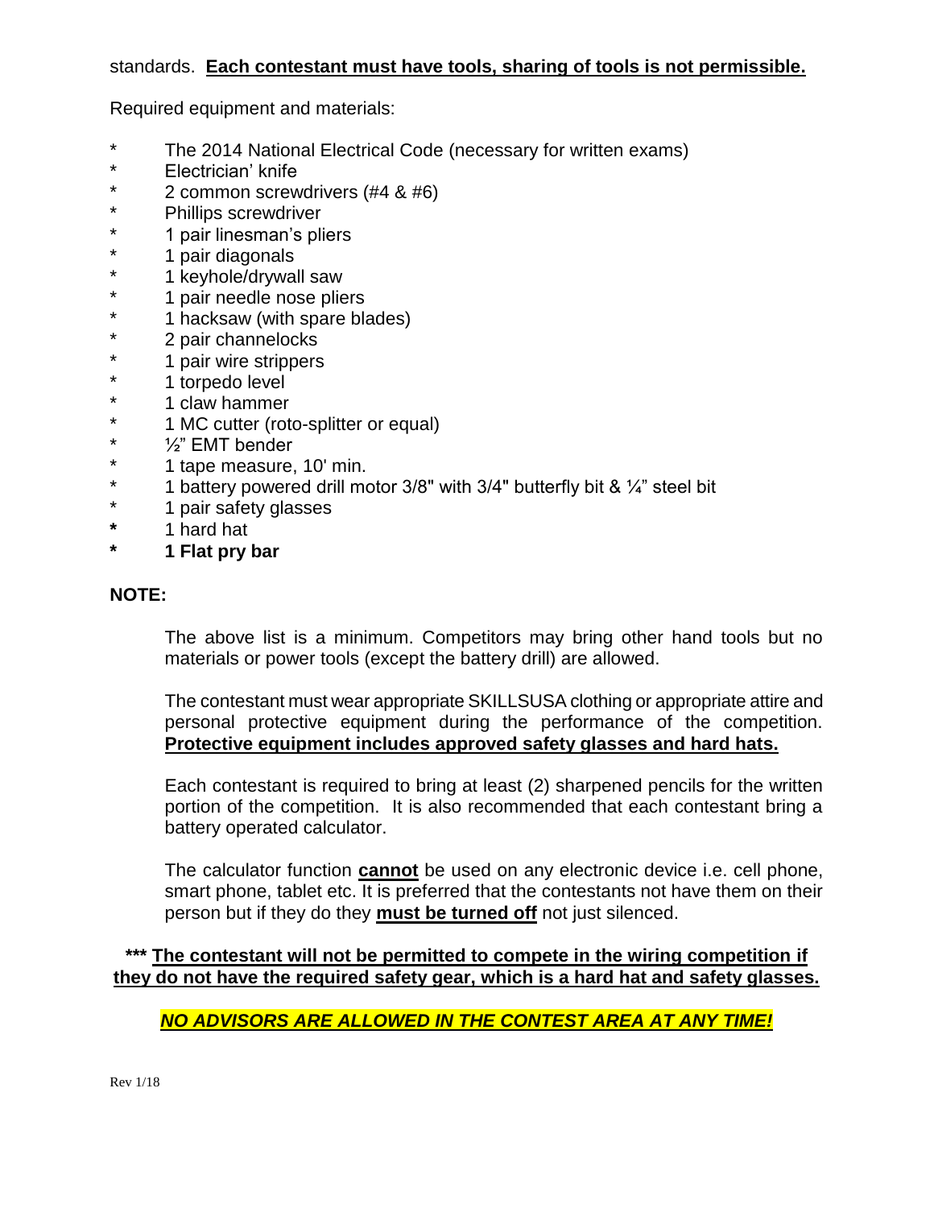standards. **Each contestant must have tools, sharing of tools is not permissible.**

Required equipment and materials:

- The 2014 National Electrical Code (necessary for written exams)
- Electrician' knife
- 2 common screwdrivers (#4 & #6)
- Phillips screwdriver
- 1 pair linesman's pliers
- 1 pair diagonals
- 1 keyhole/drywall saw
- 1 pair needle nose pliers
- 1 hacksaw (with spare blades)
- 2 pair channelocks
- 1 pair wire strippers
- 1 torpedo level
- 1 claw hammer
- 1 MC cutter (roto-splitter or equal)
- ½" EMT bender
- 1 tape measure, 10' min.
- 1 battery powered drill motor 3/8" with 3/4" butterfly bit & ¼" steel bit
- 1 pair safety glasses
- 1 hard hat
- **1 Flat pry bar**

**NOTE:**

The above list is a minimum. Competitors may bring other hand tools but no materials or power tools (except the battery drill) are allowed.

The contestant must wear appropriate SKILLSUSA clothing or appropriate attire and personal protective equipment during the performance of the competition. **Protective equipment includes approved safety glasses and hard hats.**

Each contestant is required to bring at least (2) sharpened pencils for the written portion of the competition. It is also recommended that each contestant bring a battery operated calculator.

The calculator function **cannot** be used on any electronic device i.e. cell phone, smart phone, tablet etc. It is preferred that the contestants not have them on their person but if they do they **must be turned off** not just silenced.

**\*\*\* The contestant will not be permitted to compete in the wiring competition if they do not have the required safety gear, which is a hard hat and safety glasses.**

***NO ADVISORS ARE ALLOWED IN THE CONTEST AREA AT ANY TIME!***

Rev 1/18